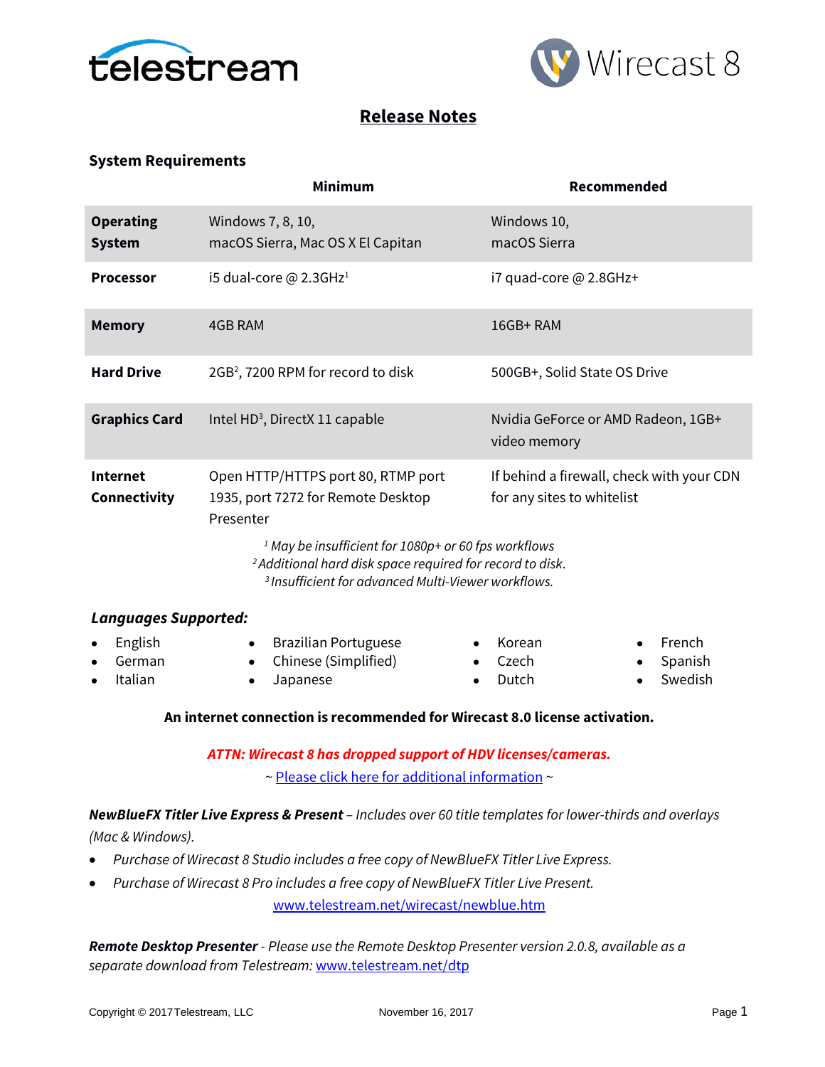# Release Notes

## System Requirements

| | Minimum | Recommended |
|---|---|---|
| **Operating System** | Windows 7, 8, 10, macOS Sierra, Mac OS X El Capitan | Windows 10, macOS Sierra |
| **Processor** | i5 dual-core @ 2.3GHz[1] | i7 quad-core @ 2.8GHz+ |
| **Memory** | 4GB RAM | 16GB+ RAM |
| **Hard Drive** | 2GB[2], 7200 RPM for record to disk | 500GB+, Solid State OS Drive |
| **Graphics Card** | Intel HD[3], DirectX 11 capable | Nvidia GeForce or AMD Radeon, 1GB+ video memory |
| **Internet Connectivity** | Open HTTP/HTTPS port 80, RTMP port 1935, port 7272 for Remote Desktop Presenter | If behind a firewall, check with your CDN for any sites to whitelist |

*[1] May be insufficient for 1080p+ or 60 fps workflows*
*[2] Additional hard disk space required for record to disk.*
*[3] Insufficient for advanced Multi-Viewer workflows.*

### *Languages Supported:*

- English
- German
- Italian
- Brazilian Portuguese
- Chinese (Simplified)
- Japanese
- Korean
- Czech
- Dutch
- French
- Spanish
- Swedish

**An internet connection is recommended for Wirecast 8.0 license activation.**

***ATTN: Wirecast 8 has dropped support of HDV licenses/cameras.***

~ Please click here for additional information ~

***NewBlueFX Titler Live Express & Present*** *– Includes over 60 title templates for lower-thirds and overlays (Mac & Windows).*

- *Purchase of Wirecast 8 Studio includes a free copy of NewBlueFX Titler Live Express.*
- *Purchase of Wirecast 8 Pro includes a free copy of NewBlueFX Titler Live Present.*

www.telestream.net/wirecast/newblue.htm

***Remote Desktop Presenter*** *- Please use the Remote Desktop Presenter version 2.0.8, available as a separate download from Telestream:* www.telestream.net/dtp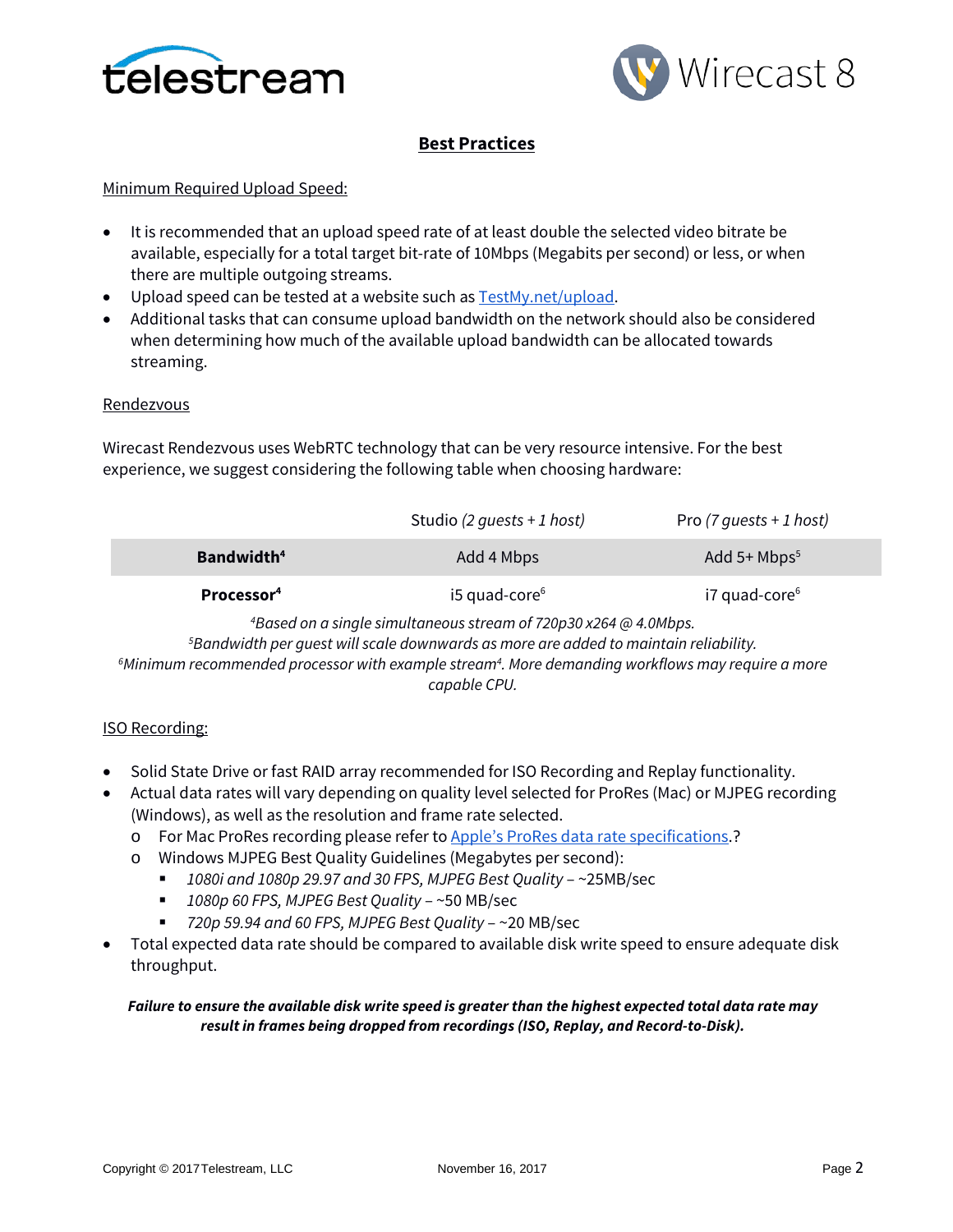# Best Practices

## Minimum Required Upload Speed:

- It is recommended that an upload speed rate of at least double the selected video bitrate be available, especially for a total target bit-rate of 10Mbps (Megabits per second) or less, or when there are multiple outgoing streams.
- Upload speed can be tested at a website such as [TestMy.net/upload](TestMy.net/upload).
- Additional tasks that can consume upload bandwidth on the network should also be considered when determining how much of the available upload bandwidth can be allocated towards streaming.

## Rendezvous

Wirecast Rendezvous uses WebRTC technology that can be very resource intensive. For the best experience, we suggest considering the following table when choosing hardware:

| | Studio *(2 guests + 1 host)* | Pro *(7 guests + 1 host)* |
|---|---|---|
| **Bandwidth**[4] | Add 4 Mbps | Add 5+ Mbps[5] |
| **Processor**[4] | i5 quad-core[6] | i7 quad-core[6] |

*[4]Based on a single simultaneous stream of 720p30 x264 @ 4.0Mbps.*
*[5]Bandwidth per guest will scale downwards as more are added to maintain reliability.*
*[6]Minimum recommended processor with example stream[4]. More demanding workflows may require a more capable CPU.*

## ISO Recording:

- Solid State Drive or fast RAID array recommended for ISO Recording and Replay functionality.
- Actual data rates will vary depending on quality level selected for ProRes (Mac) or MJPEG recording (Windows), as well as the resolution and frame rate selected.
  - For Mac ProRes recording please refer to Apple's ProRes data rate specifications.?
  - Windows MJPEG Best Quality Guidelines (Megabytes per second):
    - *1080i and 1080p 29.97 and 30 FPS, MJPEG Best Quality* – ~25MB/sec
    - *1080p 60 FPS, MJPEG Best Quality* – ~50 MB/sec
    - *720p 59.94 and 60 FPS, MJPEG Best Quality* – ~20 MB/sec
- Total expected data rate should be compared to available disk write speed to ensure adequate disk throughput.

***Failure to ensure the available disk write speed is greater than the highest expected total data rate may result in frames being dropped from recordings (ISO, Replay, and Record-to-Disk).***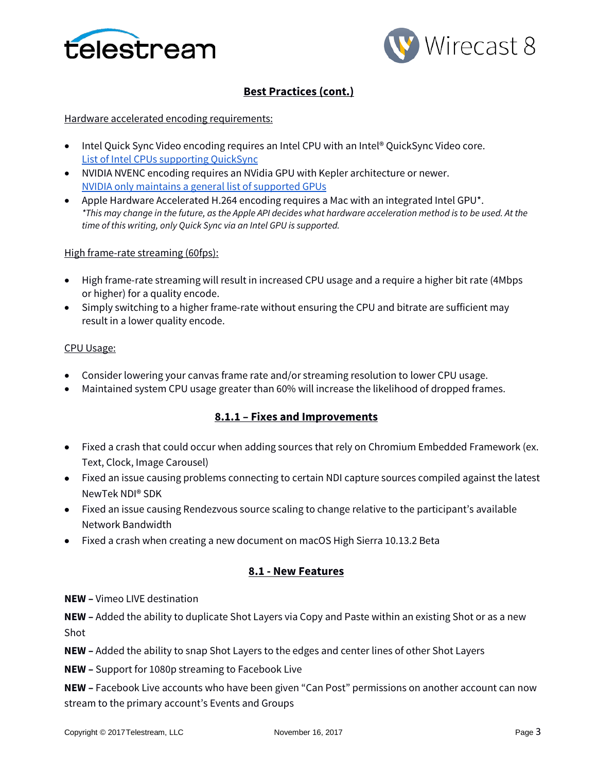## Best Practices (cont.)

Hardware accelerated encoding requirements:

- Intel Quick Sync Video encoding requires an Intel CPU with an Intel® QuickSync Video core.
  List of Intel CPUs supporting QuickSync
- NVIDIA NVENC encoding requires an NVidia GPU with Kepler architecture or newer.
  NVIDIA only maintains a general list of supported GPUs
- Apple Hardware Accelerated H.264 encoding requires a Mac with an integrated Intel GPU*.
  *\*This may change in the future, as the Apple API decides what hardware acceleration method is to be used. At the time of this writing, only Quick Sync via an Intel GPU is supported.*

High frame-rate streaming (60fps):

- High frame-rate streaming will result in increased CPU usage and a require a higher bit rate (4Mbps or higher) for a quality encode.
- Simply switching to a higher frame-rate without ensuring the CPU and bitrate are sufficient may result in a lower quality encode.

CPU Usage:

- Consider lowering your canvas frame rate and/or streaming resolution to lower CPU usage.
- Maintained system CPU usage greater than 60% will increase the likelihood of dropped frames.

## 8.1.1 – Fixes and Improvements

- Fixed a crash that could occur when adding sources that rely on Chromium Embedded Framework (ex. Text, Clock, Image Carousel)
- Fixed an issue causing problems connecting to certain NDI capture sources compiled against the latest NewTek NDI® SDK
- Fixed an issue causing Rendezvous source scaling to change relative to the participant's available Network Bandwidth
- Fixed a crash when creating a new document on macOS High Sierra 10.13.2 Beta

## 8.1 - New Features

**NEW –** Vimeo LIVE destination

**NEW –** Added the ability to duplicate Shot Layers via Copy and Paste within an existing Shot or as a new Shot

**NEW –** Added the ability to snap Shot Layers to the edges and center lines of other Shot Layers

**NEW –** Support for 1080p streaming to Facebook Live

**NEW –** Facebook Live accounts who have been given "Can Post" permissions on another account can now stream to the primary account's Events and Groups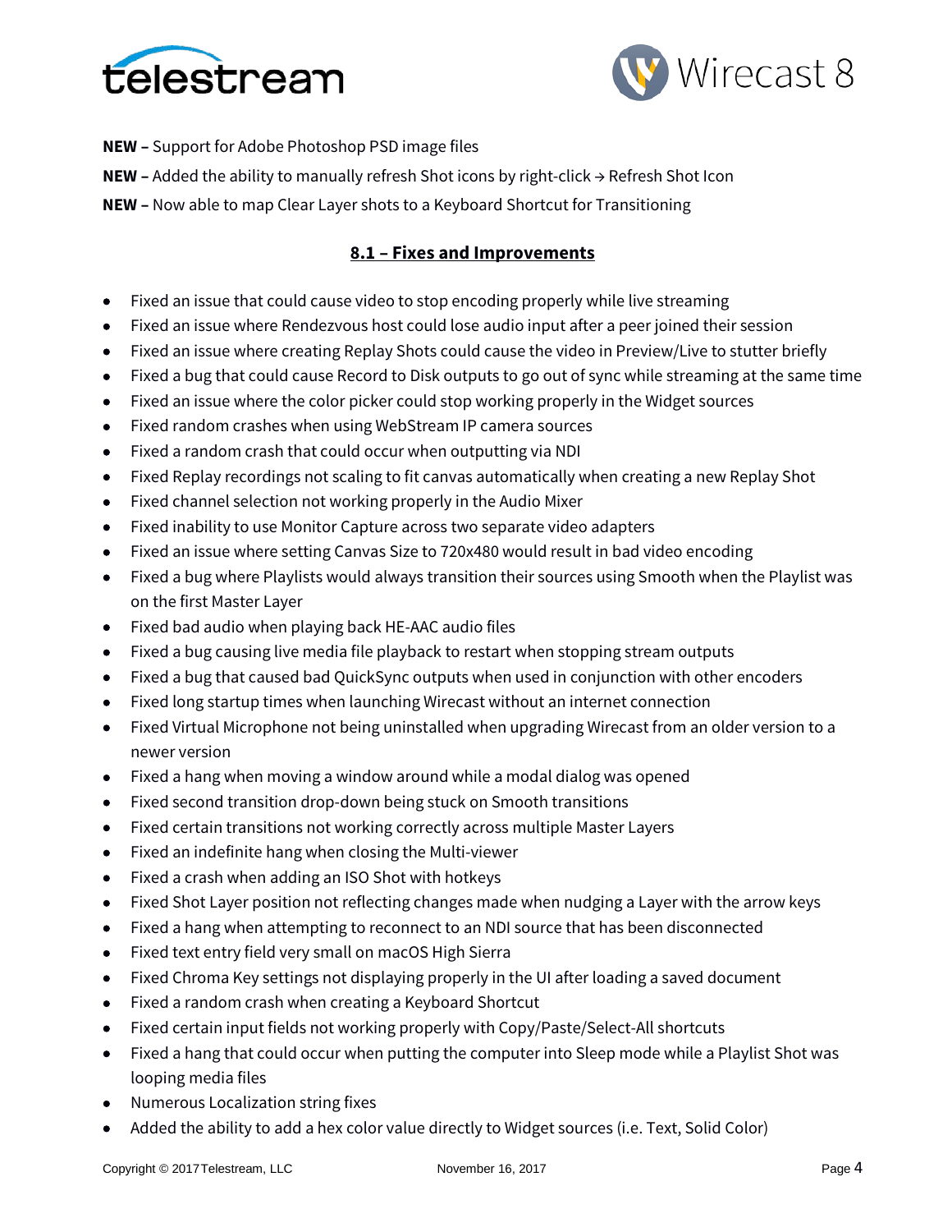**NEW –** Support for Adobe Photoshop PSD image files

**NEW –** Added the ability to manually refresh Shot icons by right-click → Refresh Shot Icon

**NEW –** Now able to map Clear Layer shots to a Keyboard Shortcut for Transitioning

## 8.1 – Fixes and Improvements

- Fixed an issue that could cause video to stop encoding properly while live streaming
- Fixed an issue where Rendezvous host could lose audio input after a peer joined their session
- Fixed an issue where creating Replay Shots could cause the video in Preview/Live to stutter briefly
- Fixed a bug that could cause Record to Disk outputs to go out of sync while streaming at the same time
- Fixed an issue where the color picker could stop working properly in the Widget sources
- Fixed random crashes when using WebStream IP camera sources
- Fixed a random crash that could occur when outputting via NDI
- Fixed Replay recordings not scaling to fit canvas automatically when creating a new Replay Shot
- Fixed channel selection not working properly in the Audio Mixer
- Fixed inability to use Monitor Capture across two separate video adapters
- Fixed an issue where setting Canvas Size to 720x480 would result in bad video encoding
- Fixed a bug where Playlists would always transition their sources using Smooth when the Playlist was on the first Master Layer
- Fixed bad audio when playing back HE-AAC audio files
- Fixed a bug causing live media file playback to restart when stopping stream outputs
- Fixed a bug that caused bad QuickSync outputs when used in conjunction with other encoders
- Fixed long startup times when launching Wirecast without an internet connection
- Fixed Virtual Microphone not being uninstalled when upgrading Wirecast from an older version to a newer version
- Fixed a hang when moving a window around while a modal dialog was opened
- Fixed second transition drop-down being stuck on Smooth transitions
- Fixed certain transitions not working correctly across multiple Master Layers
- Fixed an indefinite hang when closing the Multi-viewer
- Fixed a crash when adding an ISO Shot with hotkeys
- Fixed Shot Layer position not reflecting changes made when nudging a Layer with the arrow keys
- Fixed a hang when attempting to reconnect to an NDI source that has been disconnected
- Fixed text entry field very small on macOS High Sierra
- Fixed Chroma Key settings not displaying properly in the UI after loading a saved document
- Fixed a random crash when creating a Keyboard Shortcut
- Fixed certain input fields not working properly with Copy/Paste/Select-All shortcuts
- Fixed a hang that could occur when putting the computer into Sleep mode while a Playlist Shot was looping media files
- Numerous Localization string fixes
- Added the ability to add a hex color value directly to Widget sources (i.e. Text, Solid Color)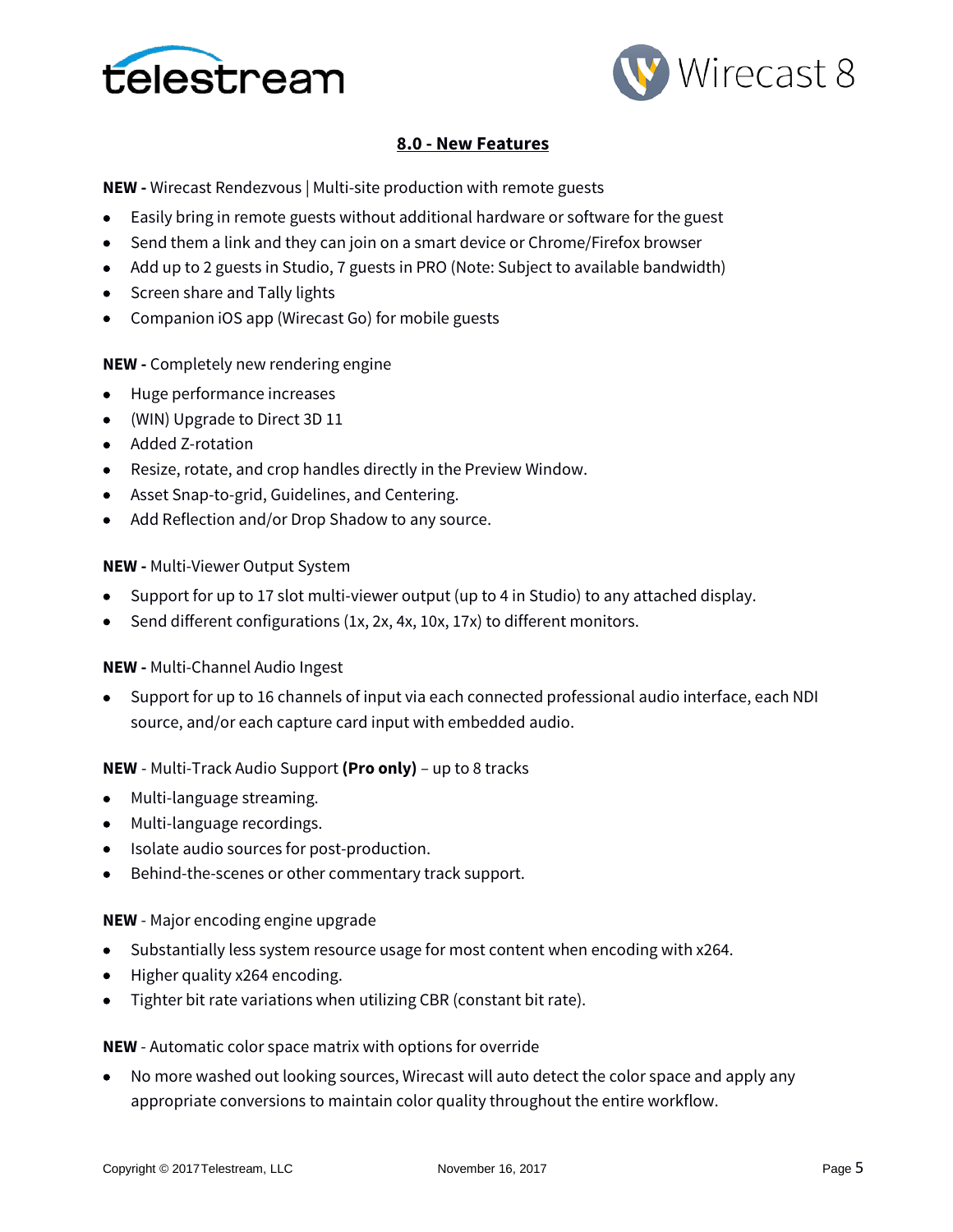## 8.0 - New Features

**NEW -** Wirecast Rendezvous | Multi-site production with remote guests

- Easily bring in remote guests without additional hardware or software for the guest
- Send them a link and they can join on a smart device or Chrome/Firefox browser
- Add up to 2 guests in Studio, 7 guests in PRO (Note: Subject to available bandwidth)
- Screen share and Tally lights
- Companion iOS app (Wirecast Go) for mobile guests

**NEW -** Completely new rendering engine

- Huge performance increases
- (WIN) Upgrade to Direct 3D 11
- Added Z-rotation
- Resize, rotate, and crop handles directly in the Preview Window.
- Asset Snap-to-grid, Guidelines, and Centering.
- Add Reflection and/or Drop Shadow to any source.

**NEW -** Multi-Viewer Output System

- Support for up to 17 slot multi-viewer output (up to 4 in Studio) to any attached display.
- Send different configurations (1x, 2x, 4x, 10x, 17x) to different monitors.

**NEW -** Multi-Channel Audio Ingest

- Support for up to 16 channels of input via each connected professional audio interface, each NDI source, and/or each capture card input with embedded audio.

**NEW** - Multi-Track Audio Support **(Pro only)** – up to 8 tracks

- Multi-language streaming.
- Multi-language recordings.
- Isolate audio sources for post-production.
- Behind-the-scenes or other commentary track support.

**NEW** - Major encoding engine upgrade

- Substantially less system resource usage for most content when encoding with x264.
- Higher quality x264 encoding.
- Tighter bit rate variations when utilizing CBR (constant bit rate).

**NEW** - Automatic color space matrix with options for override

- No more washed out looking sources, Wirecast will auto detect the color space and apply any appropriate conversions to maintain color quality throughout the entire workflow.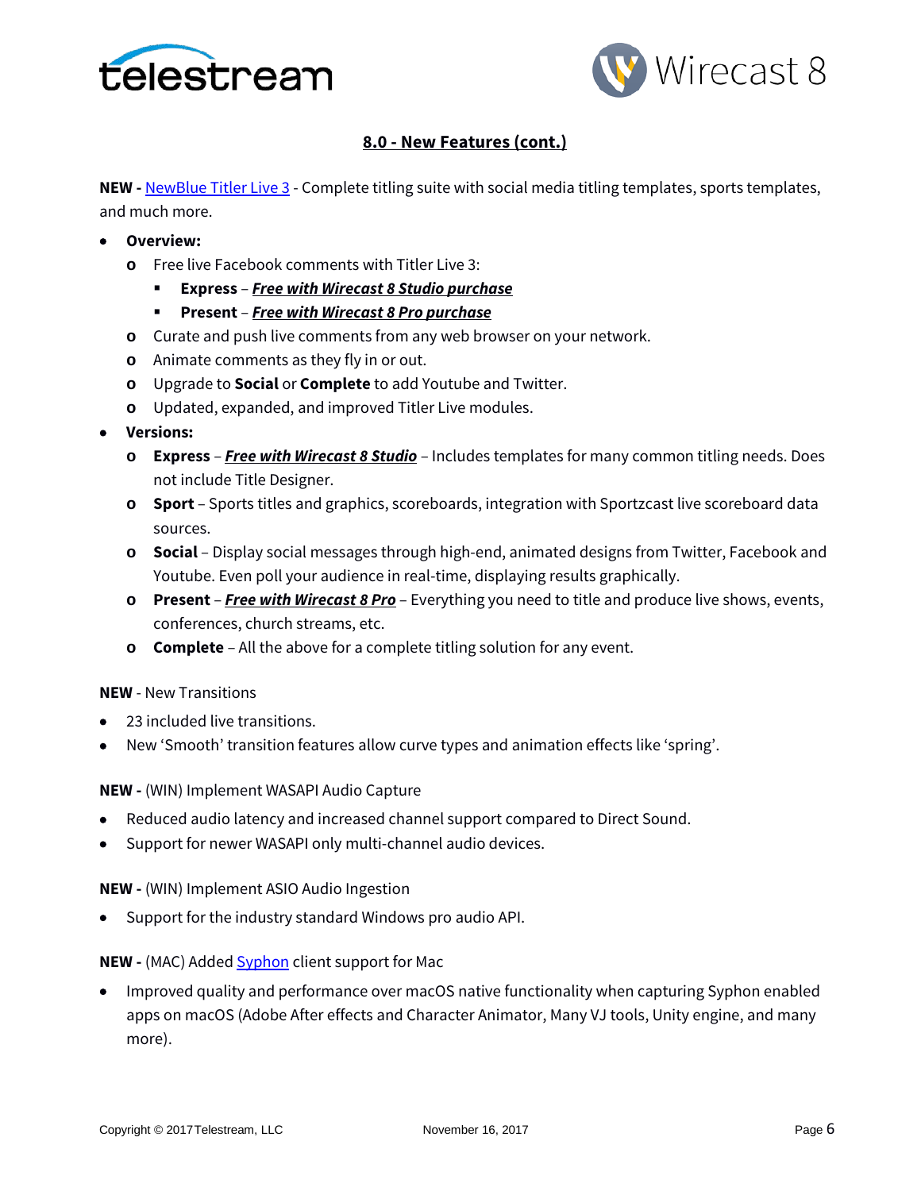## 8.0 - New Features (cont.)

**NEW -** NewBlue Titler Live 3 - Complete titling suite with social media titling templates, sports templates, and much more.

- **Overview:**
  - Free live Facebook comments with Titler Live 3:
    - **Express** – ***Free with Wirecast 8 Studio purchase***
    - **Present** – ***Free with Wirecast 8 Pro purchase***
  - Curate and push live comments from any web browser on your network.
  - Animate comments as they fly in or out.
  - Upgrade to **Social** or **Complete** to add Youtube and Twitter.
  - Updated, expanded, and improved Titler Live modules.
- **Versions:**
  - **Express** – ***Free with Wirecast 8 Studio*** – Includes templates for many common titling needs. Does not include Title Designer.
  - **Sport** – Sports titles and graphics, scoreboards, integration with Sportzcast live scoreboard data sources.
  - **Social** – Display social messages through high-end, animated designs from Twitter, Facebook and Youtube. Even poll your audience in real-time, displaying results graphically.
  - **Present** – ***Free with Wirecast 8 Pro*** – Everything you need to title and produce live shows, events, conferences, church streams, etc.
  - **Complete** – All the above for a complete titling solution for any event.

**NEW** - New Transitions

- 23 included live transitions.
- New 'Smooth' transition features allow curve types and animation effects like 'spring'.

**NEW -** (WIN) Implement WASAPI Audio Capture

- Reduced audio latency and increased channel support compared to Direct Sound.
- Support for newer WASAPI only multi-channel audio devices.

**NEW -** (WIN) Implement ASIO Audio Ingestion

- Support for the industry standard Windows pro audio API.

**NEW -** (MAC) Added Syphon client support for Mac

- Improved quality and performance over macOS native functionality when capturing Syphon enabled apps on macOS (Adobe After effects and Character Animator, Many VJ tools, Unity engine, and many more).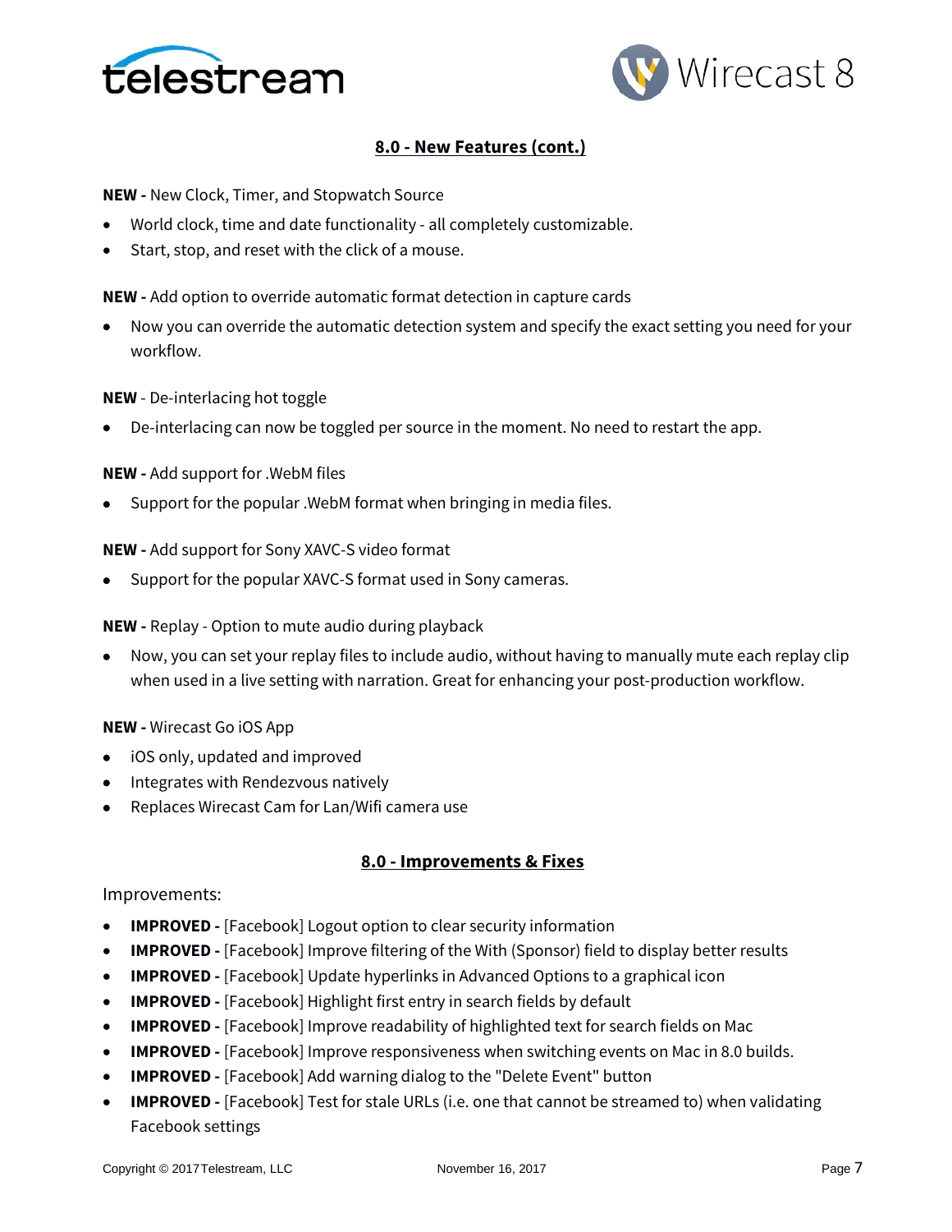## 8.0 - New Features (cont.)

**NEW -** New Clock, Timer, and Stopwatch Source

- World clock, time and date functionality - all completely customizable.
- Start, stop, and reset with the click of a mouse.

**NEW -** Add option to override automatic format detection in capture cards

- Now you can override the automatic detection system and specify the exact setting you need for your workflow.

**NEW** - De-interlacing hot toggle

- De-interlacing can now be toggled per source in the moment. No need to restart the app.

**NEW -** Add support for .WebM files

- Support for the popular .WebM format when bringing in media files.

**NEW -** Add support for Sony XAVC-S video format

- Support for the popular XAVC-S format used in Sony cameras.

**NEW -** Replay - Option to mute audio during playback

- Now, you can set your replay files to include audio, without having to manually mute each replay clip when used in a live setting with narration. Great for enhancing your post-production workflow.

**NEW -** Wirecast Go iOS App

- iOS only, updated and improved
- Integrates with Rendezvous natively
- Replaces Wirecast Cam for Lan/Wifi camera use

## 8.0 - Improvements & Fixes

Improvements:

- **IMPROVED -** [Facebook] Logout option to clear security information
- **IMPROVED -** [Facebook] Improve filtering of the With (Sponsor) field to display better results
- **IMPROVED -** [Facebook] Update hyperlinks in Advanced Options to a graphical icon
- **IMPROVED -** [Facebook] Highlight first entry in search fields by default
- **IMPROVED -** [Facebook] Improve readability of highlighted text for search fields on Mac
- **IMPROVED -** [Facebook] Improve responsiveness when switching events on Mac in 8.0 builds.
- **IMPROVED -** [Facebook] Add warning dialog to the "Delete Event" button
- **IMPROVED -** [Facebook] Test for stale URLs (i.e. one that cannot be streamed to) when validating Facebook settings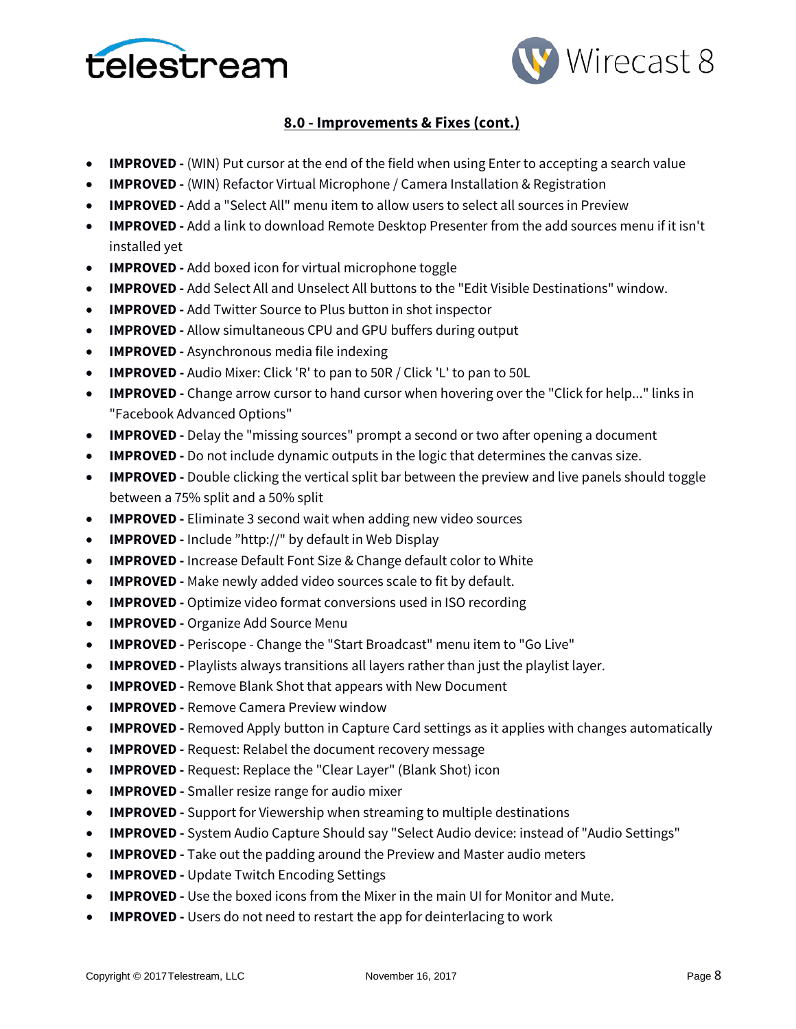## 8.0 - Improvements & Fixes (cont.)

- **IMPROVED -** (WIN) Put cursor at the end of the field when using Enter to accepting a search value
- **IMPROVED -** (WIN) Refactor Virtual Microphone / Camera Installation & Registration
- **IMPROVED -** Add a "Select All" menu item to allow users to select all sources in Preview
- **IMPROVED -** Add a link to download Remote Desktop Presenter from the add sources menu if it isn't installed yet
- **IMPROVED -** Add boxed icon for virtual microphone toggle
- **IMPROVED -** Add Select All and Unselect All buttons to the "Edit Visible Destinations" window.
- **IMPROVED -** Add Twitter Source to Plus button in shot inspector
- **IMPROVED -** Allow simultaneous CPU and GPU buffers during output
- **IMPROVED -** Asynchronous media file indexing
- **IMPROVED -** Audio Mixer: Click 'R' to pan to 50R / Click 'L' to pan to 50L
- **IMPROVED -** Change arrow cursor to hand cursor when hovering over the "Click for help..." links in "Facebook Advanced Options"
- **IMPROVED -** Delay the "missing sources" prompt a second or two after opening a document
- **IMPROVED -** Do not include dynamic outputs in the logic that determines the canvas size.
- **IMPROVED -** Double clicking the vertical split bar between the preview and live panels should toggle between a 75% split and a 50% split
- **IMPROVED -** Eliminate 3 second wait when adding new video sources
- **IMPROVED -** Include "http://" by default in Web Display
- **IMPROVED -** Increase Default Font Size & Change default color to White
- **IMPROVED -** Make newly added video sources scale to fit by default.
- **IMPROVED -** Optimize video format conversions used in ISO recording
- **IMPROVED -** Organize Add Source Menu
- **IMPROVED -** Periscope - Change the "Start Broadcast" menu item to "Go Live"
- **IMPROVED -** Playlists always transitions all layers rather than just the playlist layer.
- **IMPROVED -** Remove Blank Shot that appears with New Document
- **IMPROVED -** Remove Camera Preview window
- **IMPROVED -** Removed Apply button in Capture Card settings as it applies with changes automatically
- **IMPROVED -** Request: Relabel the document recovery message
- **IMPROVED -** Request: Replace the "Clear Layer" (Blank Shot) icon
- **IMPROVED -** Smaller resize range for audio mixer
- **IMPROVED -** Support for Viewership when streaming to multiple destinations
- **IMPROVED -** System Audio Capture Should say "Select Audio device: instead of "Audio Settings"
- **IMPROVED -** Take out the padding around the Preview and Master audio meters
- **IMPROVED -** Update Twitch Encoding Settings
- **IMPROVED -** Use the boxed icons from the Mixer in the main UI for Monitor and Mute.
- **IMPROVED -** Users do not need to restart the app for deinterlacing to work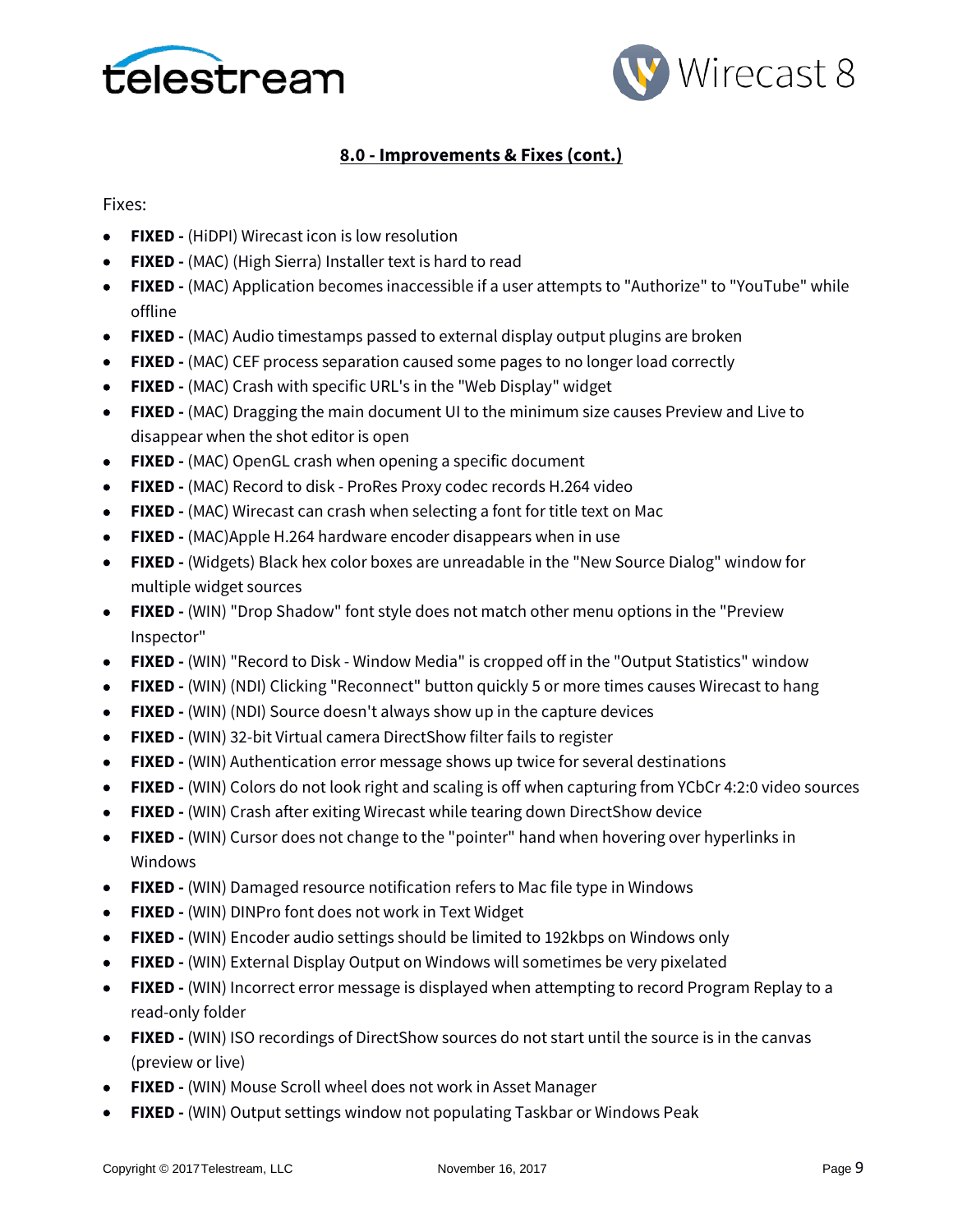## 8.0 - Improvements & Fixes (cont.)

Fixes:

- **FIXED -** (HiDPI) Wirecast icon is low resolution
- **FIXED -** (MAC) (High Sierra) Installer text is hard to read
- **FIXED -** (MAC) Application becomes inaccessible if a user attempts to "Authorize" to "YouTube" while offline
- **FIXED -** (MAC) Audio timestamps passed to external display output plugins are broken
- **FIXED -** (MAC) CEF process separation caused some pages to no longer load correctly
- **FIXED -** (MAC) Crash with specific URL's in the "Web Display" widget
- **FIXED -** (MAC) Dragging the main document UI to the minimum size causes Preview and Live to disappear when the shot editor is open
- **FIXED -** (MAC) OpenGL crash when opening a specific document
- **FIXED -** (MAC) Record to disk - ProRes Proxy codec records H.264 video
- **FIXED -** (MAC) Wirecast can crash when selecting a font for title text on Mac
- **FIXED -** (MAC)Apple H.264 hardware encoder disappears when in use
- **FIXED -** (Widgets) Black hex color boxes are unreadable in the "New Source Dialog" window for multiple widget sources
- **FIXED -** (WIN) "Drop Shadow" font style does not match other menu options in the "Preview Inspector"
- **FIXED -** (WIN) "Record to Disk - Window Media" is cropped off in the "Output Statistics" window
- **FIXED -** (WIN) (NDI) Clicking "Reconnect" button quickly 5 or more times causes Wirecast to hang
- **FIXED -** (WIN) (NDI) Source doesn't always show up in the capture devices
- **FIXED -** (WIN) 32-bit Virtual camera DirectShow filter fails to register
- **FIXED -** (WIN) Authentication error message shows up twice for several destinations
- **FIXED -** (WIN) Colors do not look right and scaling is off when capturing from YCbCr 4:2:0 video sources
- **FIXED -** (WIN) Crash after exiting Wirecast while tearing down DirectShow device
- **FIXED -** (WIN) Cursor does not change to the "pointer" hand when hovering over hyperlinks in Windows
- **FIXED -** (WIN) Damaged resource notification refers to Mac file type in Windows
- **FIXED -** (WIN) DINPro font does not work in Text Widget
- **FIXED -** (WIN) Encoder audio settings should be limited to 192kbps on Windows only
- **FIXED -** (WIN) External Display Output on Windows will sometimes be very pixelated
- **FIXED -** (WIN) Incorrect error message is displayed when attempting to record Program Replay to a read-only folder
- **FIXED -** (WIN) ISO recordings of DirectShow sources do not start until the source is in the canvas (preview or live)
- **FIXED -** (WIN) Mouse Scroll wheel does not work in Asset Manager
- **FIXED -** (WIN) Output settings window not populating Taskbar or Windows Peak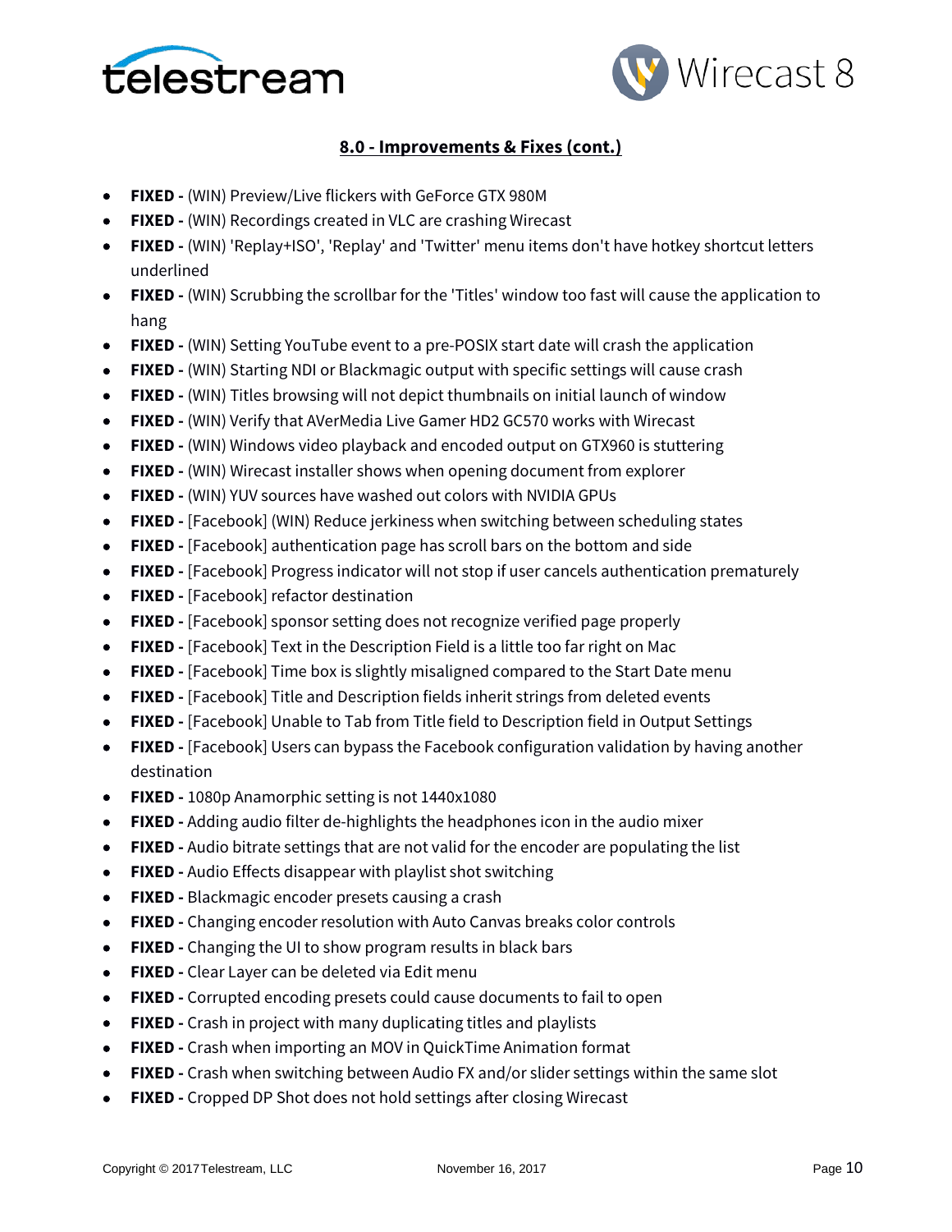## 8.0 - Improvements & Fixes (cont.)

- **FIXED -** (WIN) Preview/Live flickers with GeForce GTX 980M
- **FIXED -** (WIN) Recordings created in VLC are crashing Wirecast
- **FIXED -** (WIN) 'Replay+ISO', 'Replay' and 'Twitter' menu items don't have hotkey shortcut letters underlined
- **FIXED -** (WIN) Scrubbing the scrollbar for the 'Titles' window too fast will cause the application to hang
- **FIXED -** (WIN) Setting YouTube event to a pre-POSIX start date will crash the application
- **FIXED -** (WIN) Starting NDI or Blackmagic output with specific settings will cause crash
- **FIXED -** (WIN) Titles browsing will not depict thumbnails on initial launch of window
- **FIXED -** (WIN) Verify that AVerMedia Live Gamer HD2 GC570 works with Wirecast
- **FIXED -** (WIN) Windows video playback and encoded output on GTX960 is stuttering
- **FIXED -** (WIN) Wirecast installer shows when opening document from explorer
- **FIXED -** (WIN) YUV sources have washed out colors with NVIDIA GPUs
- **FIXED -** [Facebook] (WIN) Reduce jerkiness when switching between scheduling states
- **FIXED -** [Facebook] authentication page has scroll bars on the bottom and side
- **FIXED -** [Facebook] Progress indicator will not stop if user cancels authentication prematurely
- **FIXED -** [Facebook] refactor destination
- **FIXED -** [Facebook] sponsor setting does not recognize verified page properly
- **FIXED -** [Facebook] Text in the Description Field is a little too far right on Mac
- **FIXED -** [Facebook] Time box is slightly misaligned compared to the Start Date menu
- **FIXED -** [Facebook] Title and Description fields inherit strings from deleted events
- **FIXED -** [Facebook] Unable to Tab from Title field to Description field in Output Settings
- **FIXED -** [Facebook] Users can bypass the Facebook configuration validation by having another destination
- **FIXED -** 1080p Anamorphic setting is not 1440x1080
- **FIXED -** Adding audio filter de-highlights the headphones icon in the audio mixer
- **FIXED -** Audio bitrate settings that are not valid for the encoder are populating the list
- **FIXED -** Audio Effects disappear with playlist shot switching
- **FIXED -** Blackmagic encoder presets causing a crash
- **FIXED -** Changing encoder resolution with Auto Canvas breaks color controls
- **FIXED -** Changing the UI to show program results in black bars
- **FIXED -** Clear Layer can be deleted via Edit menu
- **FIXED -** Corrupted encoding presets could cause documents to fail to open
- **FIXED -** Crash in project with many duplicating titles and playlists
- **FIXED -** Crash when importing an MOV in QuickTime Animation format
- **FIXED -** Crash when switching between Audio FX and/or slider settings within the same slot
- **FIXED -** Cropped DP Shot does not hold settings after closing Wirecast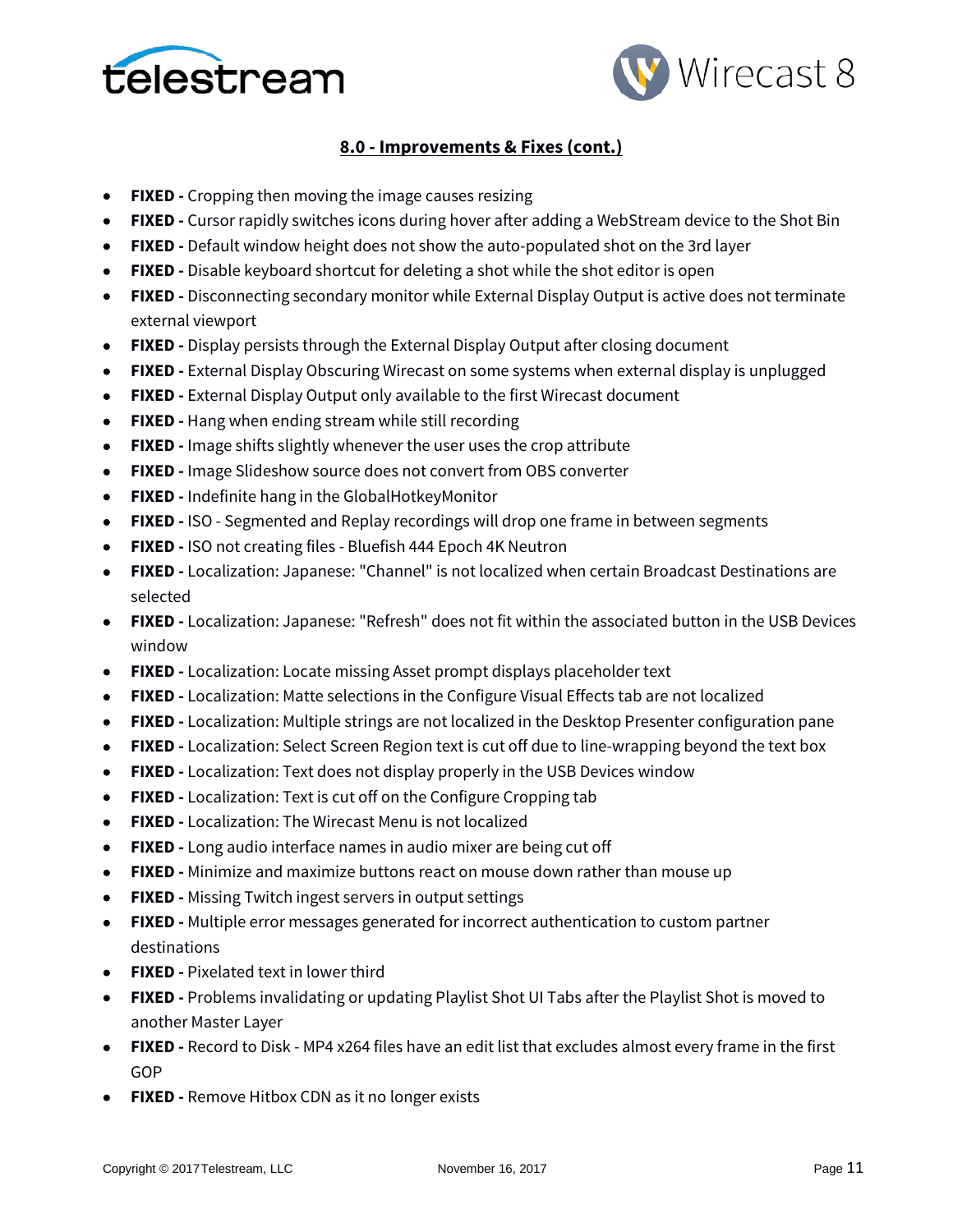## 8.0 - Improvements & Fixes (cont.)

- **FIXED -** Cropping then moving the image causes resizing
- **FIXED -** Cursor rapidly switches icons during hover after adding a WebStream device to the Shot Bin
- **FIXED -** Default window height does not show the auto-populated shot on the 3rd layer
- **FIXED -** Disable keyboard shortcut for deleting a shot while the shot editor is open
- **FIXED -** Disconnecting secondary monitor while External Display Output is active does not terminate external viewport
- **FIXED -** Display persists through the External Display Output after closing document
- **FIXED -** External Display Obscuring Wirecast on some systems when external display is unplugged
- **FIXED -** External Display Output only available to the first Wirecast document
- **FIXED -** Hang when ending stream while still recording
- **FIXED -** Image shifts slightly whenever the user uses the crop attribute
- **FIXED -** Image Slideshow source does not convert from OBS converter
- **FIXED -** Indefinite hang in the GlobalHotkeyMonitor
- **FIXED -** ISO - Segmented and Replay recordings will drop one frame in between segments
- **FIXED -** ISO not creating files - Bluefish 444 Epoch 4K Neutron
- **FIXED -** Localization: Japanese: "Channel" is not localized when certain Broadcast Destinations are selected
- **FIXED -** Localization: Japanese: "Refresh" does not fit within the associated button in the USB Devices window
- **FIXED -** Localization: Locate missing Asset prompt displays placeholder text
- **FIXED -** Localization: Matte selections in the Configure Visual Effects tab are not localized
- **FIXED -** Localization: Multiple strings are not localized in the Desktop Presenter configuration pane
- **FIXED -** Localization: Select Screen Region text is cut off due to line-wrapping beyond the text box
- **FIXED -** Localization: Text does not display properly in the USB Devices window
- **FIXED -** Localization: Text is cut off on the Configure Cropping tab
- **FIXED -** Localization: The Wirecast Menu is not localized
- **FIXED -** Long audio interface names in audio mixer are being cut off
- **FIXED -** Minimize and maximize buttons react on mouse down rather than mouse up
- **FIXED -** Missing Twitch ingest servers in output settings
- **FIXED -** Multiple error messages generated for incorrect authentication to custom partner destinations
- **FIXED -** Pixelated text in lower third
- **FIXED -** Problems invalidating or updating Playlist Shot UI Tabs after the Playlist Shot is moved to another Master Layer
- **FIXED -** Record to Disk - MP4 x264 files have an edit list that excludes almost every frame in the first GOP
- **FIXED -** Remove Hitbox CDN as it no longer exists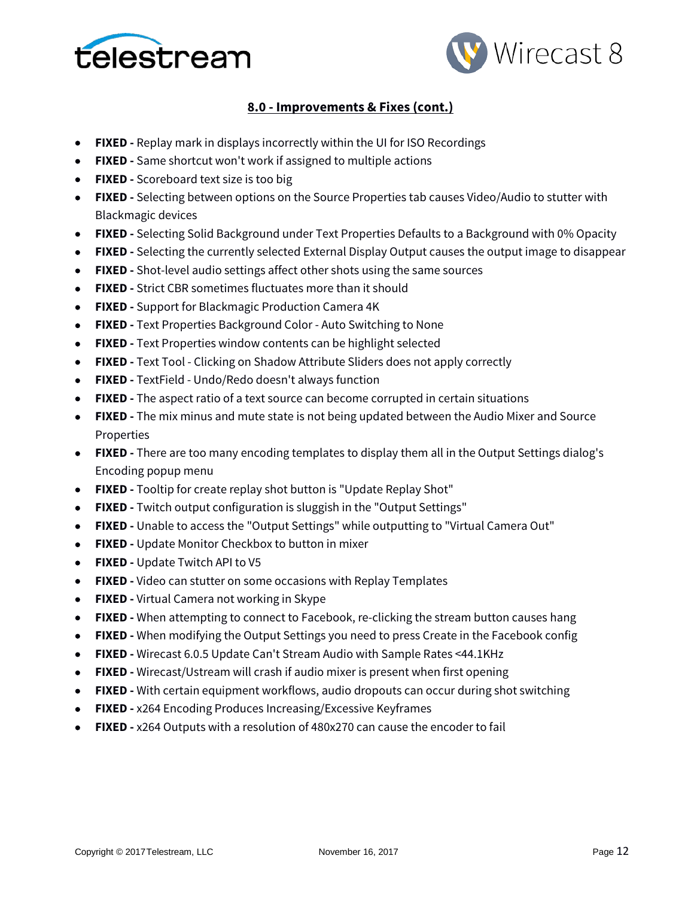## 8.0 - Improvements & Fixes (cont.)

- **FIXED -** Replay mark in displays incorrectly within the UI for ISO Recordings
- **FIXED -** Same shortcut won't work if assigned to multiple actions
- **FIXED -** Scoreboard text size is too big
- **FIXED -** Selecting between options on the Source Properties tab causes Video/Audio to stutter with Blackmagic devices
- **FIXED -** Selecting Solid Background under Text Properties Defaults to a Background with 0% Opacity
- **FIXED -** Selecting the currently selected External Display Output causes the output image to disappear
- **FIXED -** Shot-level audio settings affect other shots using the same sources
- **FIXED -** Strict CBR sometimes fluctuates more than it should
- **FIXED -** Support for Blackmagic Production Camera 4K
- **FIXED -** Text Properties Background Color - Auto Switching to None
- **FIXED -** Text Properties window contents can be highlight selected
- **FIXED -** Text Tool - Clicking on Shadow Attribute Sliders does not apply correctly
- **FIXED -** TextField - Undo/Redo doesn't always function
- **FIXED -** The aspect ratio of a text source can become corrupted in certain situations
- **FIXED -** The mix minus and mute state is not being updated between the Audio Mixer and Source Properties
- **FIXED -** There are too many encoding templates to display them all in the Output Settings dialog's Encoding popup menu
- **FIXED -** Tooltip for create replay shot button is "Update Replay Shot"
- **FIXED -** Twitch output configuration is sluggish in the "Output Settings"
- **FIXED -** Unable to access the "Output Settings" while outputting to "Virtual Camera Out"
- **FIXED -** Update Monitor Checkbox to button in mixer
- **FIXED -** Update Twitch API to V5
- **FIXED -** Video can stutter on some occasions with Replay Templates
- **FIXED -** Virtual Camera not working in Skype
- **FIXED -** When attempting to connect to Facebook, re-clicking the stream button causes hang
- **FIXED -** When modifying the Output Settings you need to press Create in the Facebook config
- **FIXED -** Wirecast 6.0.5 Update Can't Stream Audio with Sample Rates <44.1KHz
- **FIXED -** Wirecast/Ustream will crash if audio mixer is present when first opening
- **FIXED -** With certain equipment workflows, audio dropouts can occur during shot switching
- **FIXED -** x264 Encoding Produces Increasing/Excessive Keyframes
- **FIXED -** x264 Outputs with a resolution of 480x270 can cause the encoder to fail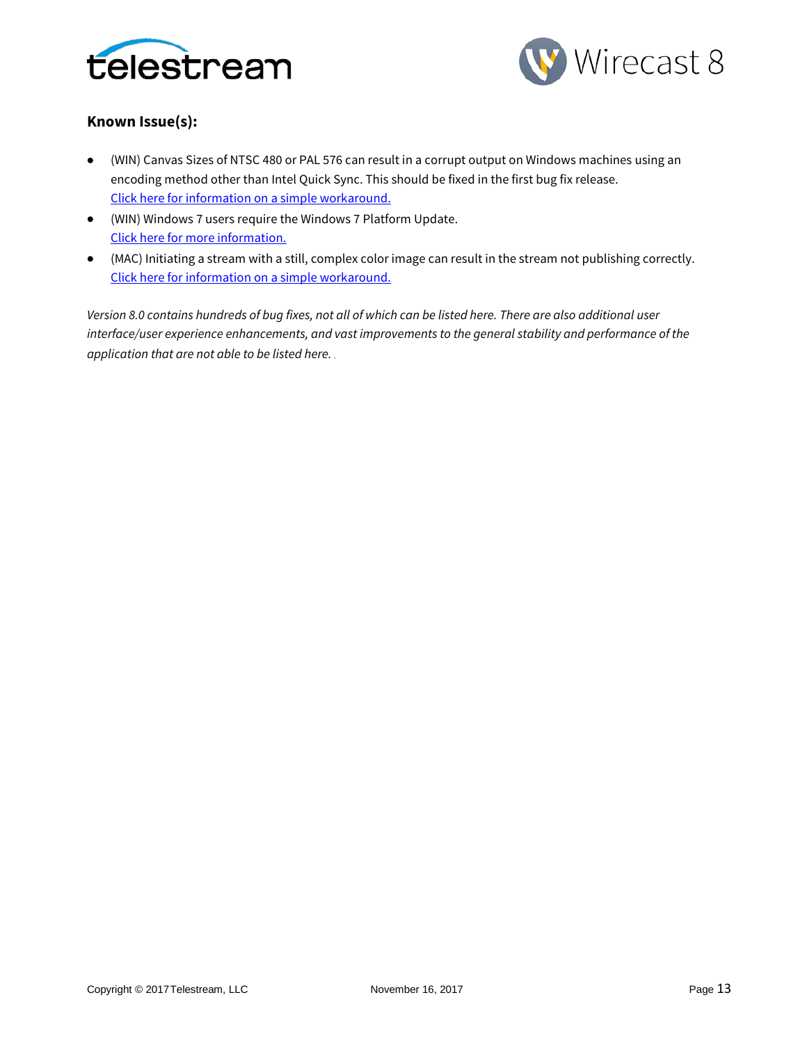### Known Issue(s):

- (WIN) Canvas Sizes of NTSC 480 or PAL 576 can result in a corrupt output on Windows machines using an encoding method other than Intel Quick Sync. This should be fixed in the first bug fix release.
  Click here for information on a simple workaround.
- (WIN) Windows 7 users require the Windows 7 Platform Update.
  Click here for more information.
- (MAC) Initiating a stream with a still, complex color image can result in the stream not publishing correctly.
  Click here for information on a simple workaround.

*Version 8.0 contains hundreds of bug fixes, not all of which can be listed here. There are also additional user interface/user experience enhancements, and vast improvements to the general stability and performance of the application that are not able to be listed here.*